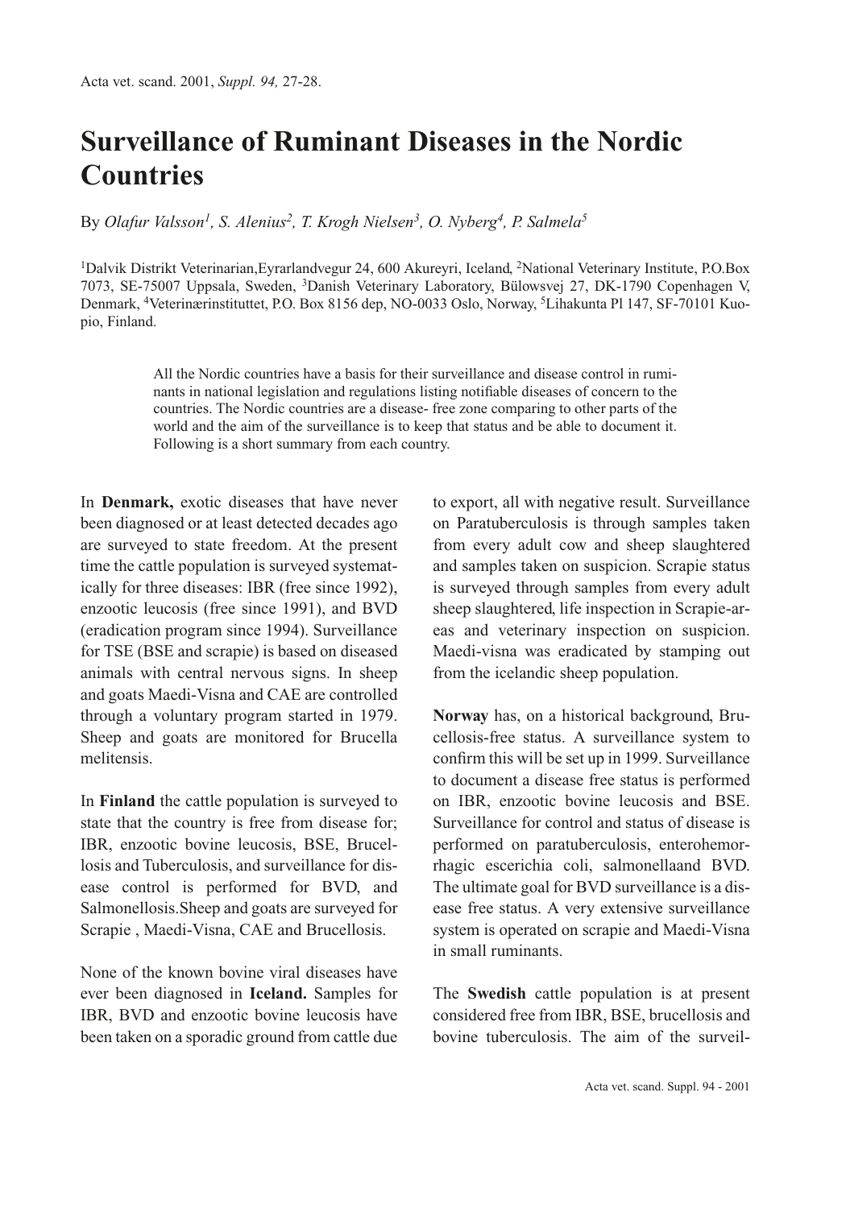# Surveillance of Ruminant Diseases in the Nordic Countries

By *Olafur Valsson[1], S. Alenius[2], T. Krogh Nielsen[3], O. Nyberg[4], P. Salmela[5]*

[1]Dalvik Distrikt Veterinarian,Eyrarlandvegur 24, 600 Akureyri, Iceland, [2]National Veterinary Institute, P.O.Box 7073, SE-75007 Uppsala, Sweden, [3]Danish Veterinary Laboratory, Bülowsvej 27, DK-1790 Copenhagen V, Denmark, [4]Veterinærinstituttet, P.O. Box 8156 dep, NO-0033 Oslo, Norway, [5]Lihakunta Pl 147, SF-70101 Kuopio, Finland.

All the Nordic countries have a basis for their surveillance and disease control in ruminants in national legislation and regulations listing notifiable diseases of concern to the countries. The Nordic countries are a disease- free zone comparing to other parts of the world and the aim of the surveillance is to keep that status and be able to document it. Following is a short summary from each country.

In **Denmark,** exotic diseases that have never been diagnosed or at least detected decades ago are surveyed to state freedom. At the present time the cattle population is surveyed systematically for three diseases: IBR (free since 1992), enzootic leucosis (free since 1991), and BVD (eradication program since 1994). Surveillance for TSE (BSE and scrapie) is based on diseased animals with central nervous signs. In sheep and goats Maedi-Visna and CAE are controlled through a voluntary program started in 1979. Sheep and goats are monitored for Brucella melitensis.

In **Finland** the cattle population is surveyed to state that the country is free from disease for; IBR, enzootic bovine leucosis, BSE, Brucellosis and Tuberculosis, and surveillance for disease control is performed for BVD, and Salmonellosis.Sheep and goats are surveyed for Scrapie , Maedi-Visna, CAE and Brucellosis.

None of the known bovine viral diseases have ever been diagnosed in **Iceland.** Samples for IBR, BVD and enzootic bovine leucosis have been taken on a sporadic ground from cattle due to export, all with negative result. Surveillance on Paratuberculosis is through samples taken from every adult cow and sheep slaughtered and samples taken on suspicion. Scrapie status is surveyed through samples from every adult sheep slaughtered, life inspection in Scrapie-areas and veterinary inspection on suspicion. Maedi-visna was eradicated by stamping out from the icelandic sheep population.

**Norway** has, on a historical background, Brucellosis-free status. A surveillance system to confirm this will be set up in 1999. Surveillance to document a disease free status is performed on IBR, enzootic bovine leucosis and BSE. Surveillance for control and status of disease is performed on paratuberculosis, enterohemorrhagic escerichia coli, salmonellaand BVD. The ultimate goal for BVD surveillance is a disease free status. A very extensive surveillance system is operated on scrapie and Maedi-Visna in small ruminants.

The **Swedish** cattle population is at present considered free from IBR, BSE, brucellosis and bovine tuberculosis. The aim of the surveil-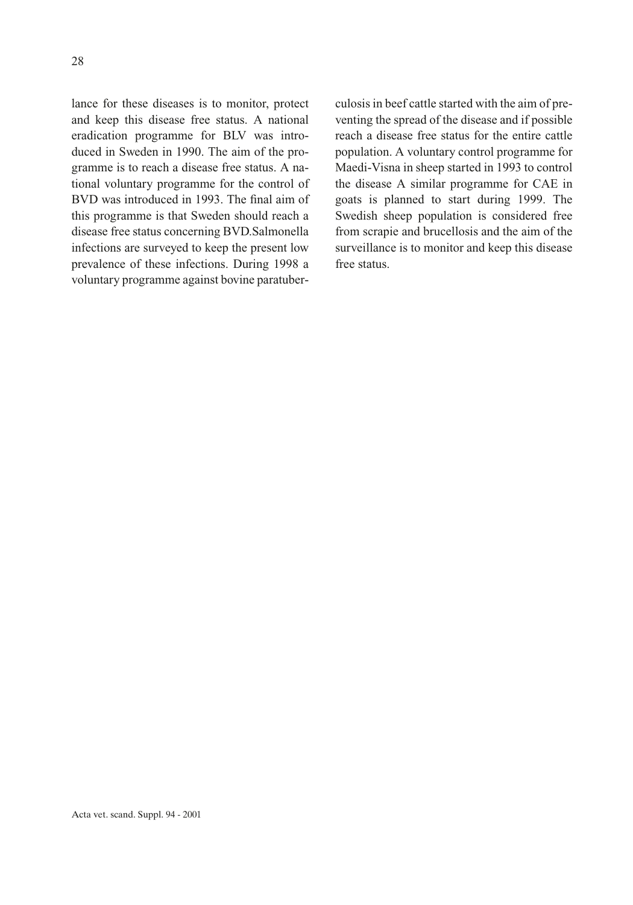lance for these diseases is to monitor, protect and keep this disease free status. A national eradication programme for BLV was introduced in Sweden in 1990. The aim of the programme is to reach a disease free status. A national voluntary programme for the control of BVD was introduced in 1993. The final aim of this programme is that Sweden should reach a disease free status concerning BVD.Salmonella infections are surveyed to keep the present low prevalence of these infections. During 1998 a voluntary programme against bovine paratuberculosis in beef cattle started with the aim of preventing the spread of the disease and if possible reach a disease free status for the entire cattle population. A voluntary control programme for Maedi-Visna in sheep started in 1993 to control the disease A similar programme for CAE in goats is planned to start during 1999. The Swedish sheep population is considered free from scrapie and brucellosis and the aim of the surveillance is to monitor and keep this disease free status.